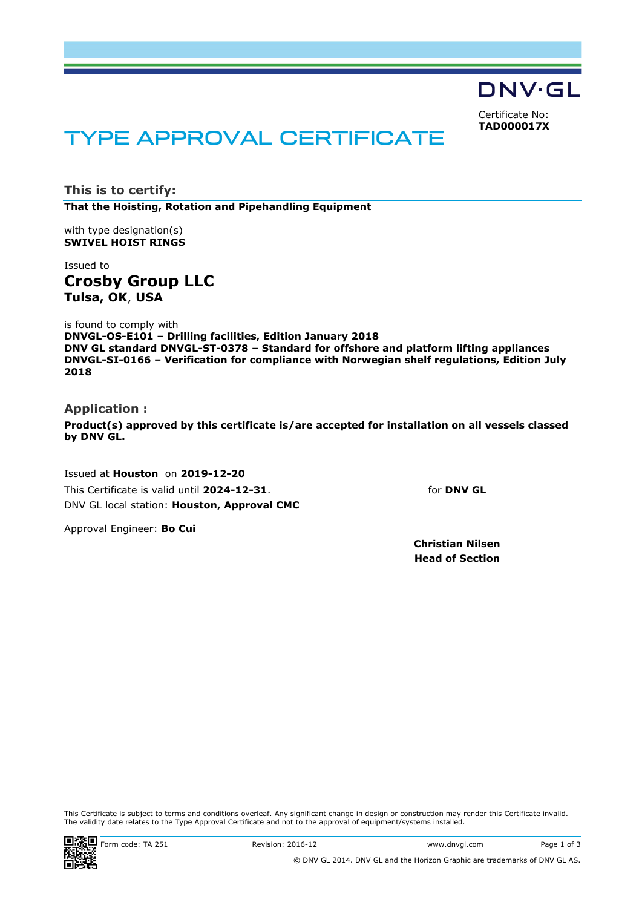DNV·GL

Certificate No:
**TAD000017X**

# TYPE APPROVAL CERTIFICATE

## This is to certify:

**That the Hoisting, Rotation and Pipehandling Equipment**

with type designation(s)
**SWIVEL HOIST RINGS**

Issued to
**Crosby Group LLC**
**Tulsa, OK, USA**

is found to comply with
**DNVGL-OS-E101 – Drilling facilities, Edition January 2018**
**DNV GL standard DNVGL-ST-0378 – Standard for offshore and platform lifting appliances**
**DNVGL-SI-0166 – Verification for compliance with Norwegian shelf regulations, Edition July 2018**

## Application :

**Product(s) approved by this certificate is/are accepted for installation on all vessels classed by DNV GL.**

Issued at **Houston** on **2019-12-20**
This Certificate is valid until **2024-12-31**.
DNV GL local station: **Houston, Approval CMC**

Approval Engineer: **Bo Cui**

for **DNV GL**

**Christian Nilsen**
**Head of Section**

This Certificate is subject to terms and conditions overleaf. Any significant change in design or construction may render this Certificate invalid. The validity date relates to the Type Approval Certificate and not to the approval of equipment/systems installed.

Form code: TA 251 Revision: 2016-12 www.dnvgl.com

© DNV GL 2014. DNV GL and the Horizon Graphic are trademarks of DNV GL AS.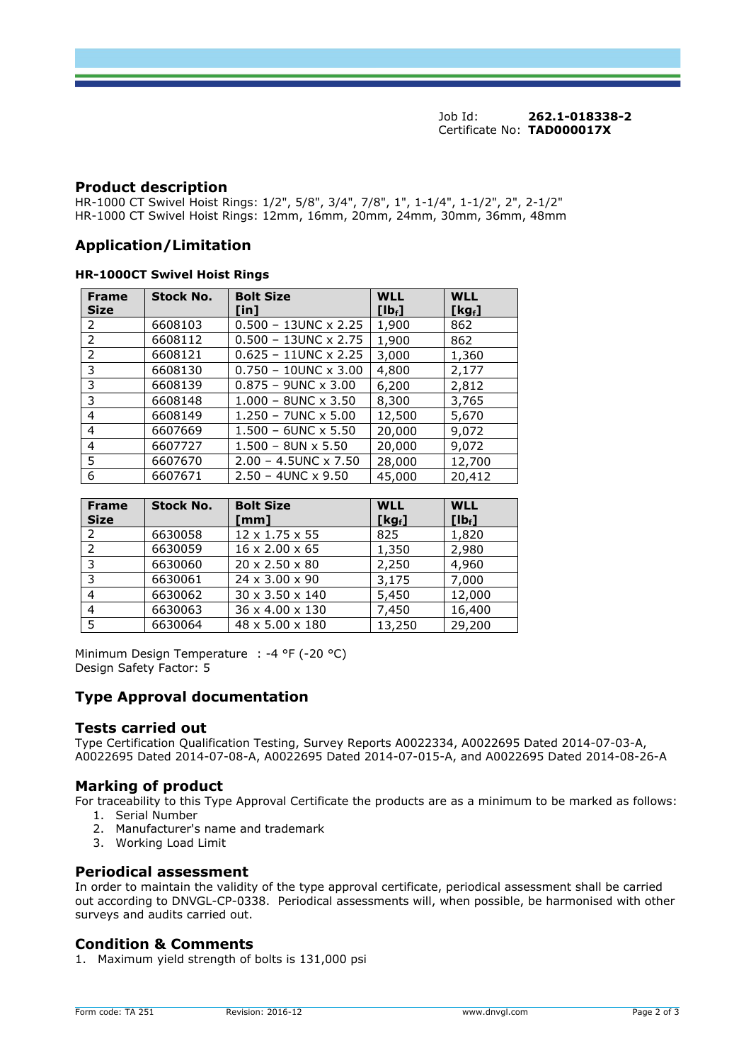Job Id: **262.1-018338-2**
Certificate No: **TAD000017X**

## Product description

HR-1000 CT Swivel Hoist Rings: 1/2", 5/8", 3/4", 7/8", 1", 1-1/4", 1-1/2", 2", 2-1/2"
HR-1000 CT Swivel Hoist Rings: 12mm, 16mm, 20mm, 24mm, 30mm, 36mm, 48mm

## Application/Limitation

**HR-1000CT Swivel Hoist Rings**

| Frame Size | Stock No. | Bolt Size [in] | WLL [$lb_f$] | WLL [$kg_f$] |
|---|---|---|---|---|
| 2 | 6608103 | 0.500 – 13UNC x 2.25 | 1,900 | 862 |
| 2 | 6608112 | 0.500 – 13UNC x 2.75 | 1,900 | 862 |
| 2 | 6608121 | 0.625 – 11UNC x 2.25 | 3,000 | 1,360 |
| 3 | 6608130 | 0.750 – 10UNC x 3.00 | 4,800 | 2,177 |
| 3 | 6608139 | 0.875 – 9UNC x 3.00 | 6,200 | 2,812 |
| 3 | 6608148 | 1.000 – 8UNC x 3.50 | 8,300 | 3,765 |
| 4 | 6608149 | 1.250 – 7UNC x 5.00 | 12,500 | 5,670 |
| 4 | 6607669 | 1.500 – 6UNC x 5.50 | 20,000 | 9,072 |
| 4 | 6607727 | 1.500 – 8UN x 5.50 | 20,000 | 9,072 |
| 5 | 6607670 | 2.00 – 4.5UNC x 7.50 | 28,000 | 12,700 |
| 6 | 6607671 | 2.50 – 4UNC x 9.50 | 45,000 | 20,412 |

| Frame Size | Stock No. | Bolt Size [mm] | WLL [$kg_f$] | WLL [$lb_f$] |
|---|---|---|---|---|
| 2 | 6630058 | 12 x 1.75 x 55 | 825 | 1,820 |
| 2 | 6630059 | 16 x 2.00 x 65 | 1,350 | 2,980 |
| 3 | 6630060 | 20 x 2.50 x 80 | 2,250 | 4,960 |
| 3 | 6630061 | 24 x 3.00 x 90 | 3,175 | 7,000 |
| 4 | 6630062 | 30 x 3.50 x 140 | 5,450 | 12,000 |
| 4 | 6630063 | 36 x 4.00 x 130 | 7,450 | 16,400 |
| 5 | 6630064 | 48 x 5.00 x 180 | 13,250 | 29,200 |

Minimum Design Temperature : -4 °F (-20 °C)
Design Safety Factor: 5

## Type Approval documentation

## Tests carried out

Type Certification Qualification Testing, Survey Reports A0022334, A0022695 Dated 2014-07-03-A, A0022695 Dated 2014-07-08-A, A0022695 Dated 2014-07-015-A, and A0022695 Dated 2014-08-26-A

## Marking of product

For traceability to this Type Approval Certificate the products are as a minimum to be marked as follows:

1. Serial Number
2. Manufacturer's name and trademark
3. Working Load Limit

## Periodical assessment

In order to maintain the validity of the type approval certificate, periodical assessment shall be carried out according to DNVGL-CP-0338. Periodical assessments will, when possible, be harmonised with other surveys and audits carried out.

## Condition & Comments

1. Maximum yield strength of bolts is 131,000 psi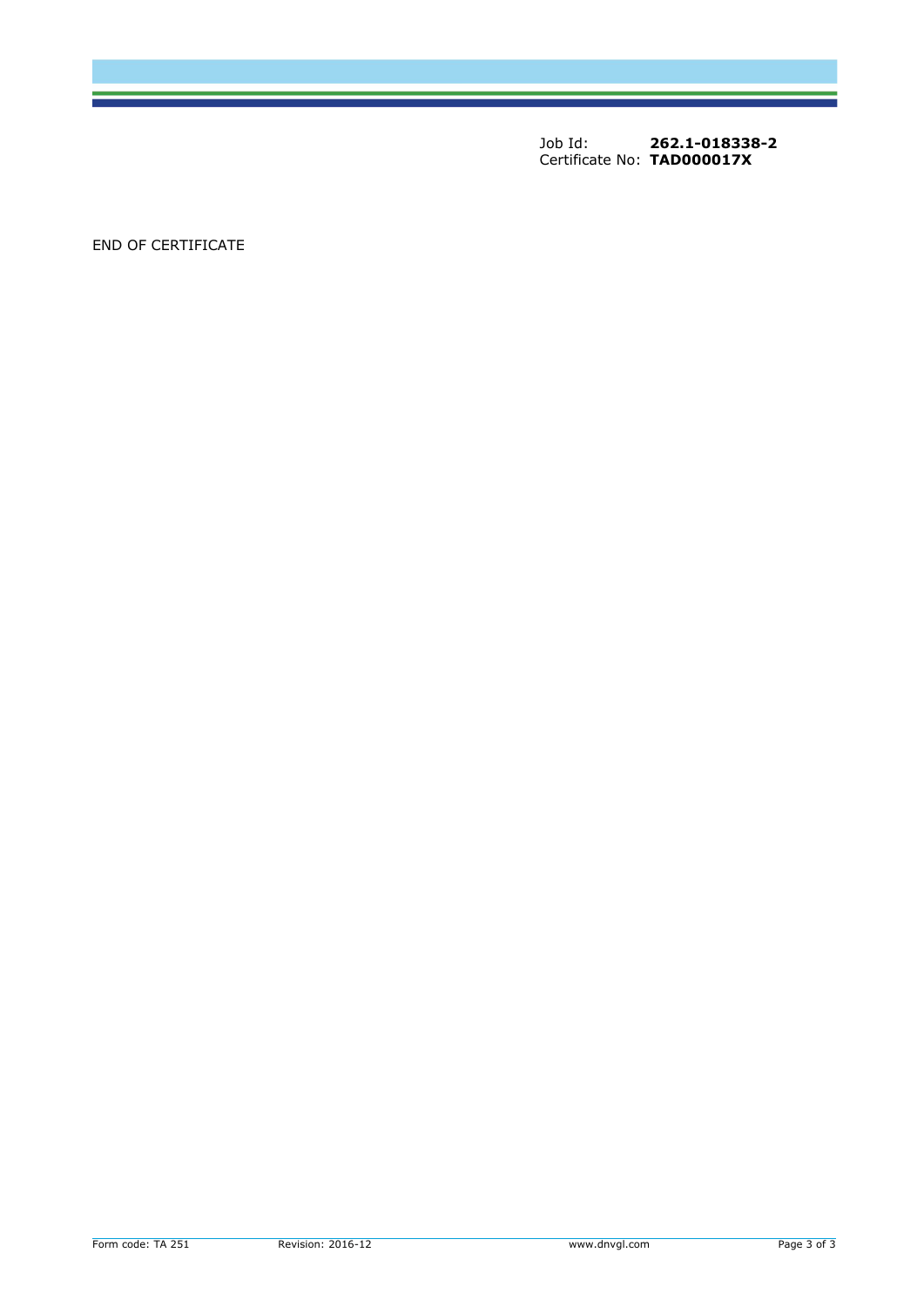Job Id: **262.1-018338-2**
Certificate No: **TAD000017X**

END OF CERTIFICATE